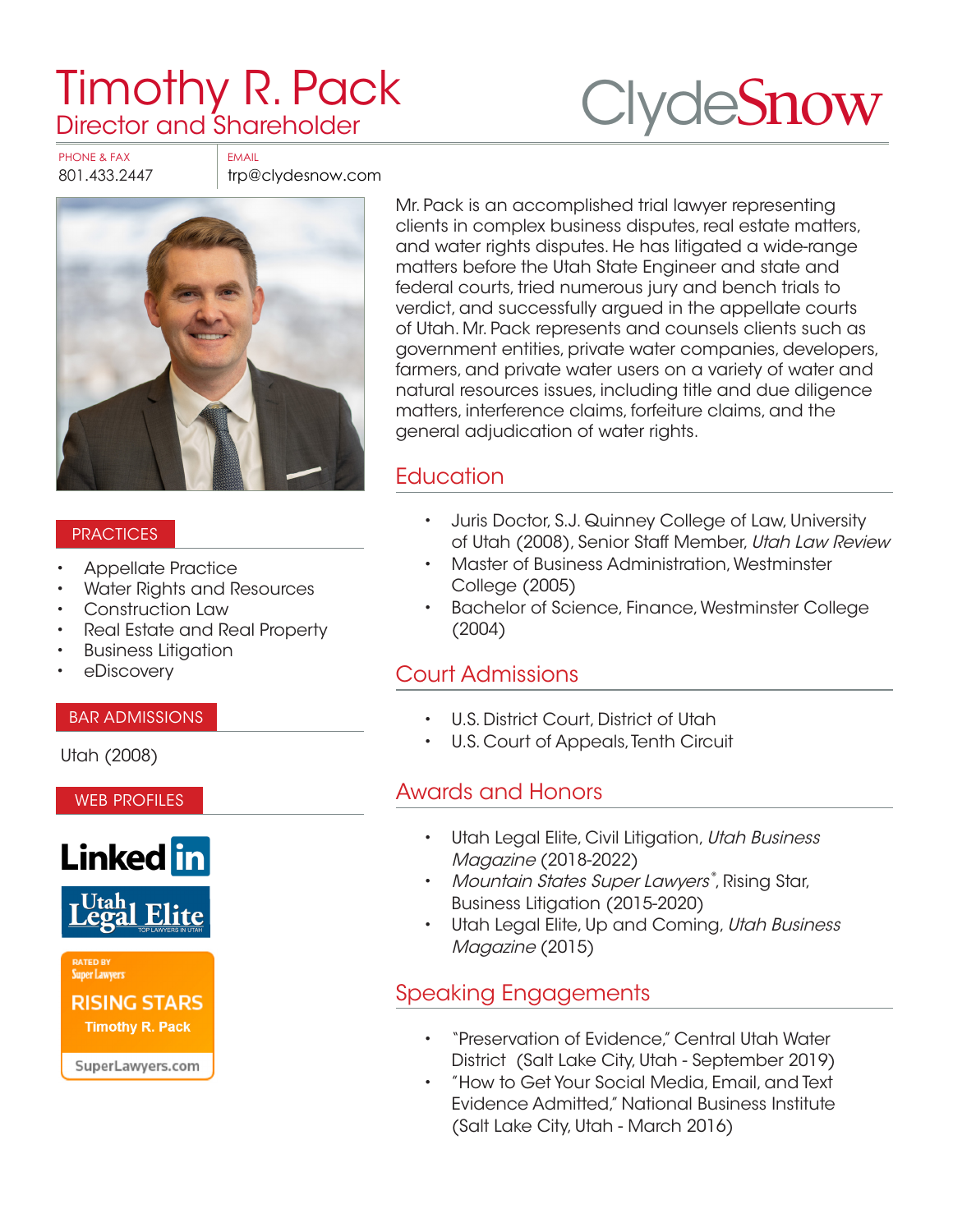# Timothy R. Pack

Director and Shareholder

ClydeSnow

PHONE & FAX
801.433.2447

EMAIL
trp@clydesnow.com

Mr. Pack is an accomplished trial lawyer representing clients in complex business disputes, real estate matters, and water rights disputes. He has litigated a wide-range matters before the Utah State Engineer and state and federal courts, tried numerous jury and bench trials to verdict, and successfully argued in the appellate courts of Utah. Mr. Pack represents and counsels clients such as government entities, private water companies, developers, farmers, and private water users on a variety of water and natural resources issues, including title and due diligence matters, interference claims, forfeiture claims, and the general adjudication of water rights.

## PRACTICES

- Appellate Practice
- Water Rights and Resources
- Construction Law
- Real Estate and Real Property
- Business Litigation
- eDiscovery

## BAR ADMISSIONS

Utah (2008)

## WEB PROFILES

LinkedIn

Utah Legal Elite — TOP LAWYERS IN UTAH

RATED BY Super Lawyers — RISING STARS — Timothy R. Pack — SuperLawyers.com

## Education

- Juris Doctor, S.J. Quinney College of Law, University of Utah (2008), Senior Staff Member, *Utah Law Review*
- Master of Business Administration, Westminster College (2005)
- Bachelor of Science, Finance, Westminster College (2004)

## Court Admissions

- U.S. District Court, District of Utah
- U.S. Court of Appeals, Tenth Circuit

## Awards and Honors

- Utah Legal Elite, Civil Litigation, *Utah Business Magazine* (2018-2022)
- *Mountain States Super Lawyers®*, Rising Star, Business Litigation (2015-2020)
- Utah Legal Elite, Up and Coming, *Utah Business Magazine* (2015)

## Speaking Engagements

- "Preservation of Evidence," Central Utah Water District (Salt Lake City, Utah - September 2019)
- "How to Get Your Social Media, Email, and Text Evidence Admitted," National Business Institute (Salt Lake City, Utah - March 2016)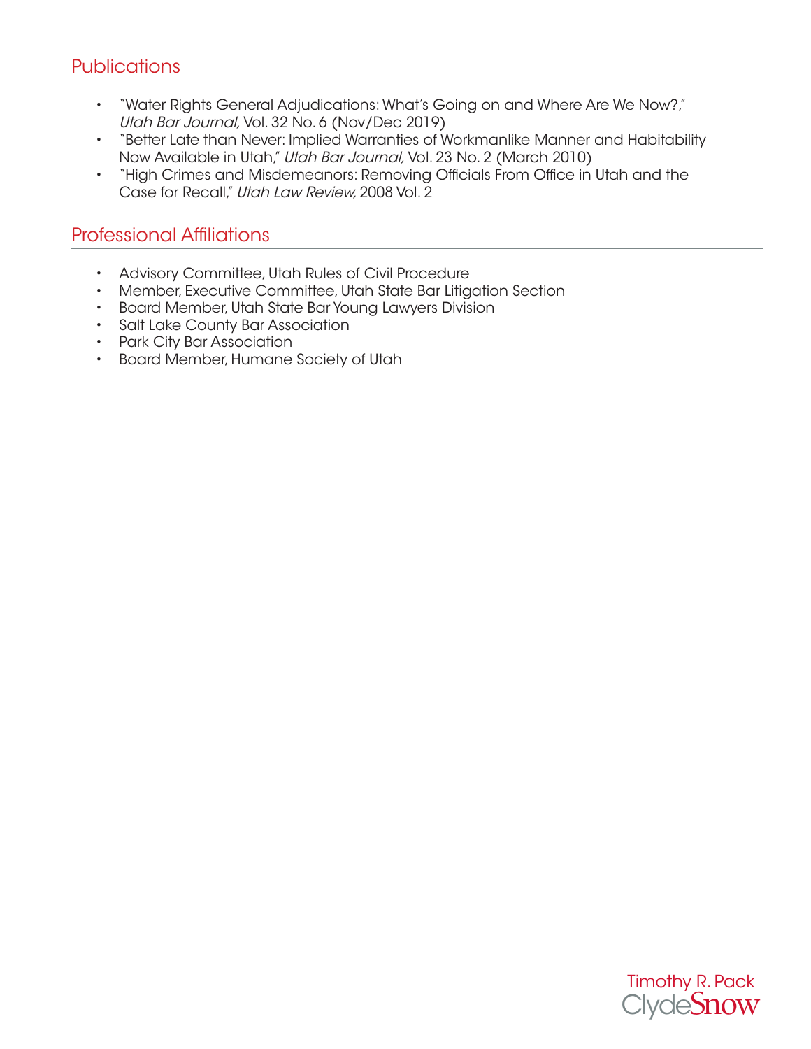## Publications

- "Water Rights General Adjudications: What's Going on and Where Are We Now?," *Utah Bar Journal,* Vol. 32 No. 6 (Nov/Dec 2019)
- "Better Late than Never: Implied Warranties of Workmanlike Manner and Habitability Now Available in Utah," *Utah Bar Journal,* Vol. 23 No. 2 (March 2010)
- "High Crimes and Misdemeanors: Removing Officials From Office in Utah and the Case for Recall," *Utah Law Review,* 2008 Vol. 2

## Professional Affiliations

- Advisory Committee, Utah Rules of Civil Procedure
- Member, Executive Committee, Utah State Bar Litigation Section
- Board Member, Utah State Bar Young Lawyers Division
- Salt Lake County Bar Association
- Park City Bar Association
- Board Member, Humane Society of Utah